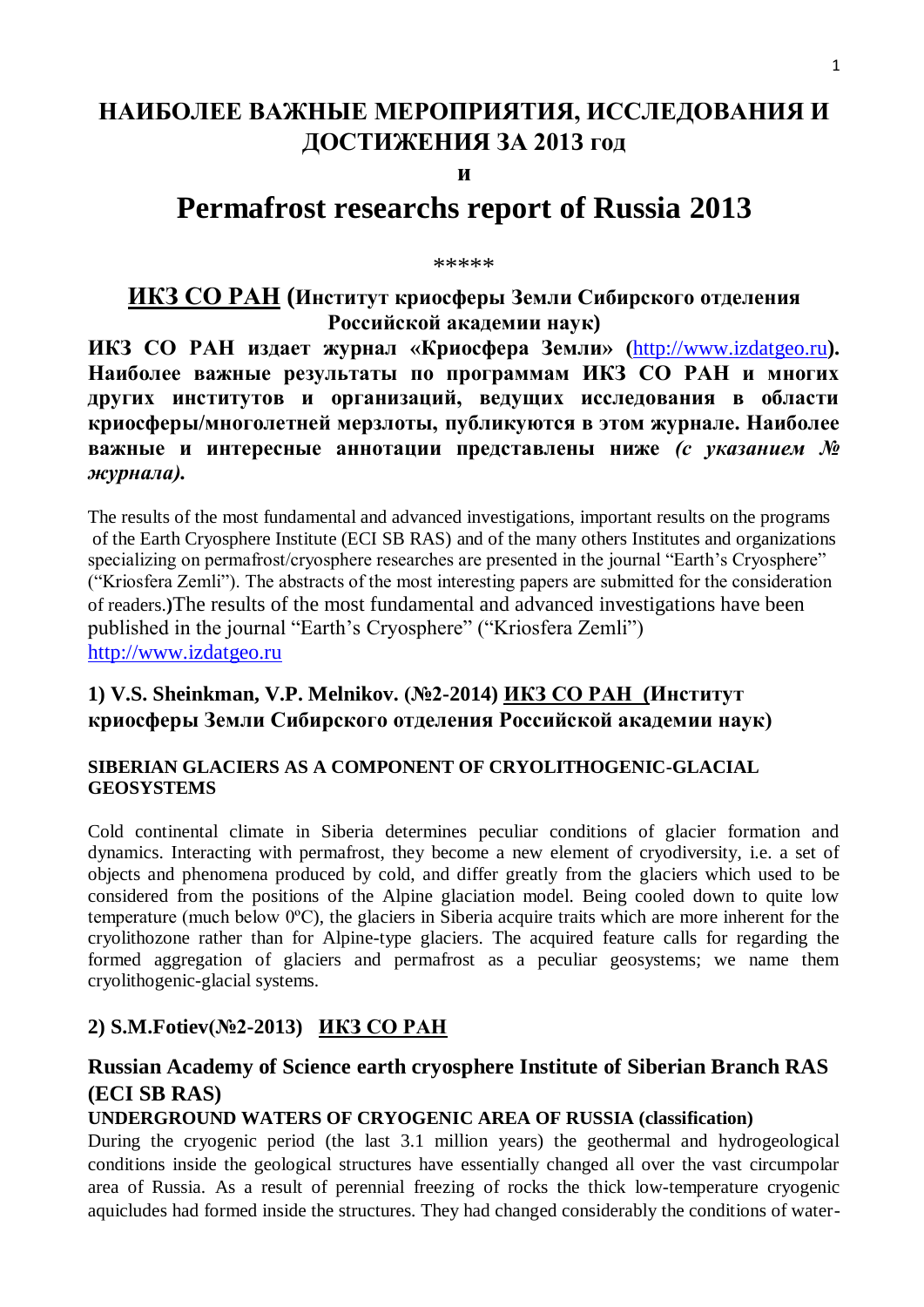# НАИБОЛЕЕ ВАЖНЫЕ МЕРОПРИЯТИЯ, ИССЛЕДОВАНИЯ И ДОСТИЖЕНИЯ ЗА 2013 год

**и**

# Permafrost researchs report of Russia 2013

\*\*\*\*\*

## ИКЗ СО РАН (Институт криосферы Земли Сибирского отделения Российской академии наук)

**ИКЗ СО РАН издает журнал «Криосфера Земли» (http://www.izdatgeo.ru). Наиболее важные результаты по программам ИКЗ СО РАН и многих других институтов и организаций, ведущих исследования в области криосферы/многолетней мерзлоты, публикуются в этом журнале. Наиболее важные и интересные аннотации представлены ниже *(с указанием № журнала).***

The results of the most fundamental and advanced investigations, important results on the programs of the Earth Cryosphere Institute (ECI SB RAS) and of the many others Institutes and organizations specializing on permafrost/cryosphere researches are presented in the journal "Earth's Cryosphere" ("Kriosfera Zemli"). The abstracts of the most interesting papers are submitted for the consideration of readers.)The results of the most fundamental and advanced investigations have been published in the journal "Earth's Cryosphere" ("Kriosfera Zemli") http://www.izdatgeo.ru

### 1) V.S. Sheinkman, V.P. Melnikov. (№2-2014) ИКЗ СО РАН (Институт криосферы Земли Сибирского отделения Российской академии наук)

**SIBERIAN GLACIERS AS A COMPONENT OF CRYOLITHOGENIC-GLACIAL GEOSYSTEMS**

Cold continental climate in Siberia determines peculiar conditions of glacier formation and dynamics. Interacting with permafrost, they become a new element of cryodiversity, i.e. a set of objects and phenomena produced by cold, and differ greatly from the glaciers which used to be considered from the positions of the Alpine glaciation model. Being cooled down to quite low temperature (much below 0ºC), the glaciers in Siberia acquire traits which are more inherent for the cryolithozone rather than for Alpine-type glaciers. The acquired feature calls for regarding the formed aggregation of glaciers and permafrost as a peculiar geosystems; we name them cryolithogenic-glacial systems.

### 2) S.M.Fotiev(№2-2013) ИКЗ СО РАН

### Russian Academy of Science earth cryosphere Institute of Siberian Branch RAS (ECI SB RAS)

**UNDERGROUND WATERS OF CRYOGENIC AREA OF RUSSIA (classification)**

During the cryogenic period (the last 3.1 million years) the geothermal and hydrogeological conditions inside the geological structures have essentially changed all over the vast circumpolar area of Russia. As a result of perennial freezing of rocks the thick low-temperature cryogenic aquicludes had formed inside the structures. They had changed considerably the conditions of water-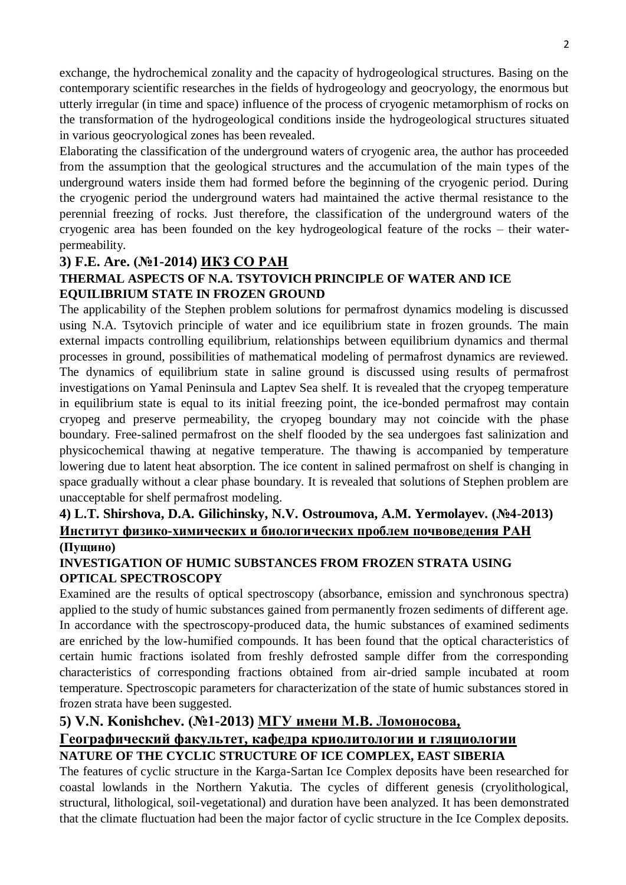exchange, the hydrochemical zonality and the capacity of hydrogeological structures. Basing on the contemporary scientific researches in the fields of hydrogeology and geocryology, the enormous but utterly irregular (in time and space) influence of the process of cryogenic metamorphism of rocks on the transformation of the hydrogeological conditions inside the hydrogeological structures situated in various geocryological zones has been revealed.

Elaborating the classification of the underground waters of cryogenic area, the author has proceeded from the assumption that the geological structures and the accumulation of the main types of the underground waters inside them had formed before the beginning of the cryogenic period. During the cryogenic period the underground waters had maintained the active thermal resistance to the perennial freezing of rocks. Just therefore, the classification of the underground waters of the cryogenic area has been founded on the key hydrogeological feature of the rocks – their water-permeability.

**3) F.E. Are. (№1-2014) <u>ИКЗ СО РАН</u>**

**THERMAL ASPECTS OF N.A. TSYTOVICH PRINCIPLE OF WATER AND ICE EQUILIBRIUM STATE IN FROZEN GROUND**

The applicability of the Stephen problem solutions for permafrost dynamics modeling is discussed using N.A. Tsytovich principle of water and ice equilibrium state in frozen grounds. The main external impacts controlling equilibrium, relationships between equilibrium dynamics and thermal processes in ground, possibilities of mathematical modeling of permafrost dynamics are reviewed. The dynamics of equilibrium state in saline ground is discussed using results of permafrost investigations on Yamal Peninsula and Laptev Sea shelf. It is revealed that the cryopeg temperature in equilibrium state is equal to its initial freezing point, the ice-bonded permafrost may contain cryopeg and preserve permeability, the cryopeg boundary may not coincide with the phase boundary. Free-salined permafrost on the shelf flooded by the sea undergoes fast salinization and physicochemical thawing at negative temperature. The thawing is accompanied by temperature lowering due to latent heat absorption. The ice content in salined permafrost on shelf is changing in space gradually without a clear phase boundary. It is revealed that solutions of Stephen problem are unacceptable for shelf permafrost modeling.

**4) L.T. Shirshova, D.A. Gilichinsky, N.V. Ostroumova, A.M. Yermolayev. (№4-2013) <u>Институт физико-химических и биологических проблем почвоведения РАН</u> (Пущино)**

**INVESTIGATION OF HUMIC SUBSTANCES FROM FROZEN STRATA USING OPTICAL SPECTROSCOPY**

Examined are the results of optical spectroscopy (absorbance, emission and synchronous spectra) applied to the study of humic substances gained from permanently frozen sediments of different age. In accordance with the spectroscopy-produced data, the humic substances of examined sediments are enriched by the low-humified compounds. It has been found that the optical characteristics of certain humic fractions isolated from freshly defrosted sample differ from the corresponding characteristics of corresponding fractions obtained from air-dried sample incubated at room temperature. Spectroscopic parameters for characterization of the state of humic substances stored in frozen strata have been suggested.

**5) V.N. Konishchev. (№1-2013) <u>МГУ имени М.В. Ломоносова, Географический факультет, кафедра криолитологии и гляциологии</u>**

**NATURE OF THE CYCLIC STRUCTURE OF ICE COMPLEX, EAST SIBERIA**

The features of cyclic structure in the Karga-Sartan Ice Complex deposits have been researched for coastal lowlands in the Northern Yakutia. The cycles of different genesis (cryolithological, structural, lithological, soil-vegetational) and duration have been analyzed. It has been demonstrated that the climate fluctuation had been the major factor of cyclic structure in the Ice Complex deposits.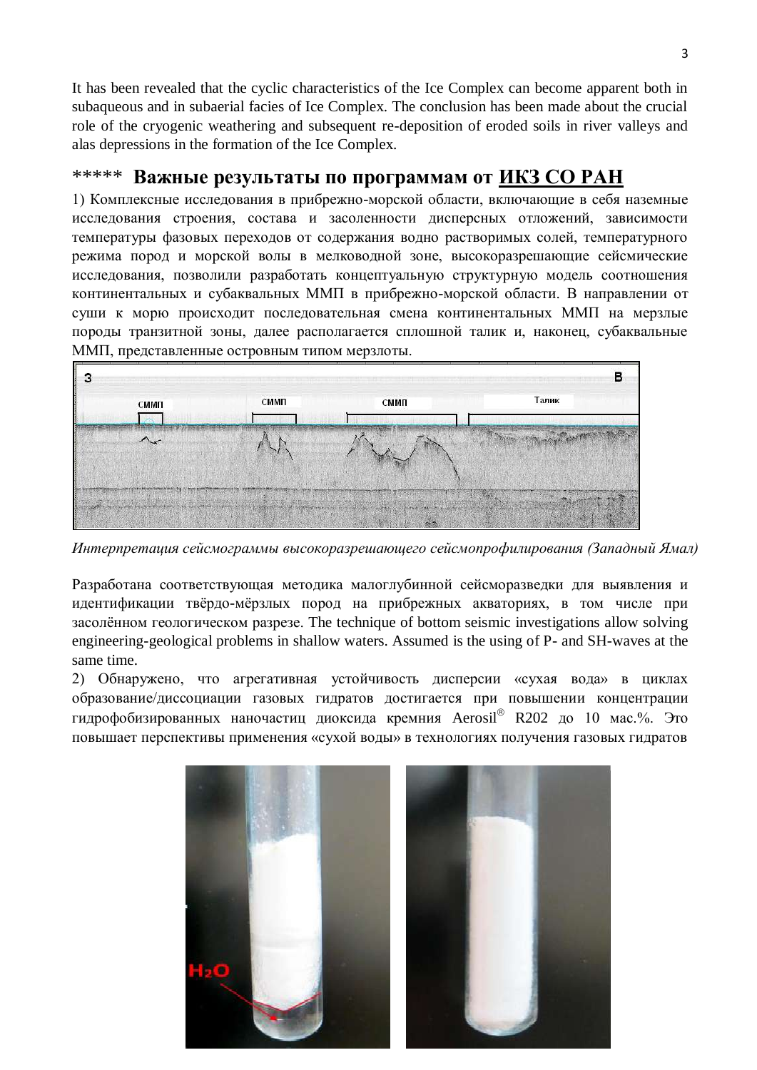It has been revealed that the cyclic characteristics of the Ice Complex can become apparent both in subaqueous and in subaerial facies of Ice Complex. The conclusion has been made about the crucial role of the cryogenic weathering and subsequent re-deposition of eroded soils in river valleys and alas depressions in the formation of the Ice Complex.

## ***** Важные результаты по программам от ИКЗ СО РАН

1) Комплексные исследования в прибрежно-морской области, включающие в себя наземные исследования строения, состава и засоленности дисперсных отложений, зависимости температуры фазовых переходов от содержания водно растворимых солей, температурного режима пород и морской волы в мелководной зоне, высокоразрешающие сейсмические исследования, позволили разработать концептуальную структурную модель соотношения континентальных и субаквальных ММП в прибрежно-морской области. В направлении от суши к морю происходит последовательная смена континентальных ММП на мерзлые породы транзитной зоны, далее располагается сплошной талик и, наконец, субаквальные ММП, представленные островным типом мерзлоты.

*Интерпретация сейсмограммы высокоразрешающего сейсмопрофилирования (Западный Ямал)*

Разработана соответствующая методика малоглубинной сейсморазведки для выявления и идентификации твёрдо-мёрзлых пород на прибрежных акваториях, в том числе при засолённом геологическом разрезе. The technique of bottom seismic investigations allow solving engineering-geological problems in shallow waters. Assumed is the using of P- and SH-waves at the same time.

2) Обнаружено, что агрегативная устойчивость дисперсии «сухая вода» в циклах образование/диссоциации газовых гидратов достигается при повышении концентрации гидрофобизированных наночастиц диоксида кремния Aerosil® R202 до 10 мас.%. Это повышает перспективы применения «сухой воды» в технологиях получения газовых гидратов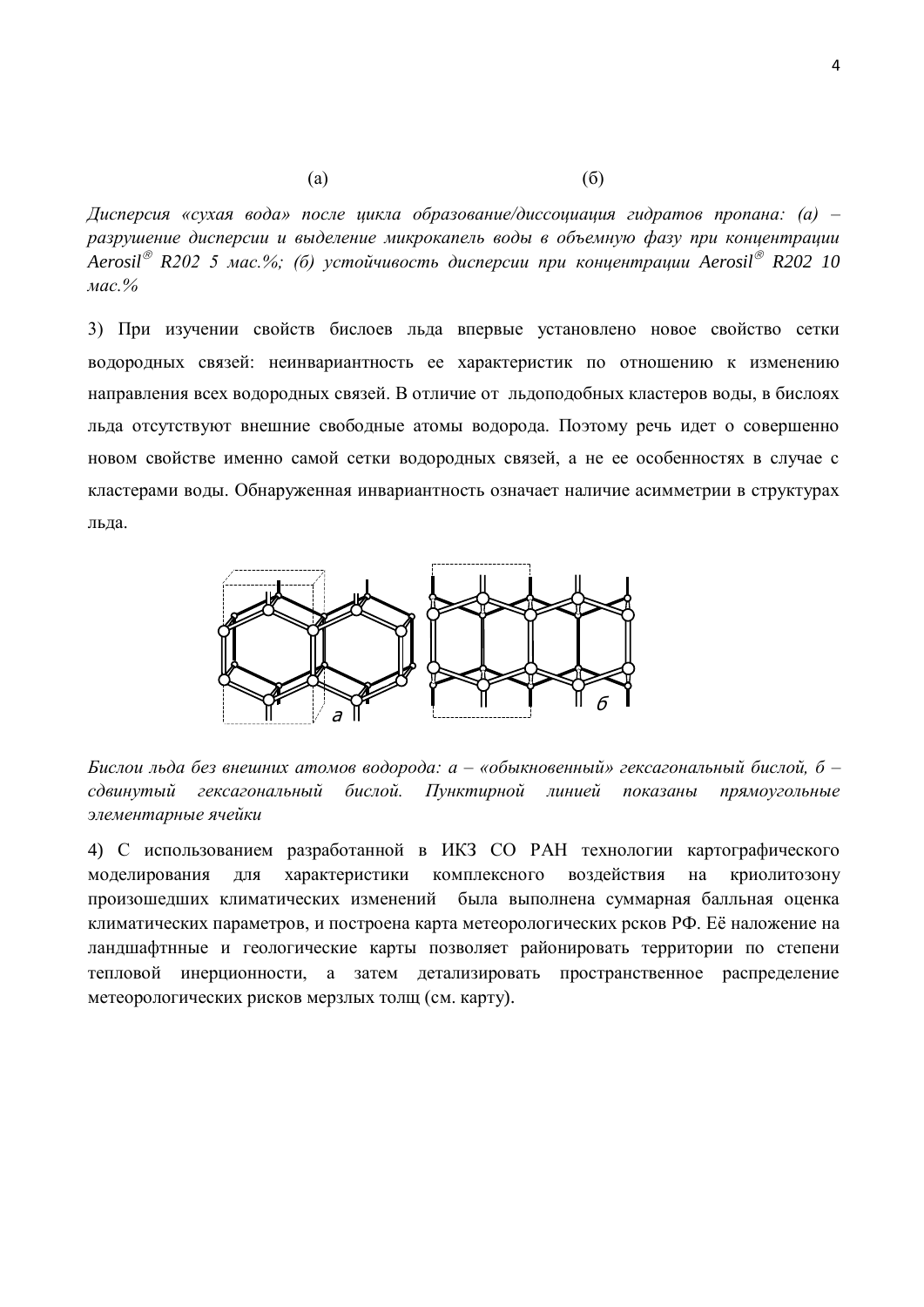(а) (б)

*Дисперсия «сухая вода» после цикла образование/диссоциация гидратов пропана: (а) – разрушение дисперсии и выделение микрокапель воды в объемную фазу при концентрации Aerosil® R202 5 мас.%; (б) устойчивость дисперсии при концентрации Aerosil® R202 10 мас.%*

3) При изучении свойств бислоев льда впервые установлено новое свойство сетки водородных связей: неинвариантность ее характеристик по отношению к изменению направления всех водородных связей. В отличие от льдоподобных кластеров воды, в бислоях льда отсутствуют внешние свободные атомы водорода. Поэтому речь идет о совершенно новом свойстве именно самой сетки водородных связей, а не ее особенностях в случае с кластерами воды. Обнаруженная инвариантность означает наличие асимметрии в структурах льда.

*Бислои льда без внешних атомов водорода: а – «обыкновенный» гексагональный бислой, б – сдвинутый гексагональный бислой. Пунктирной линией показаны прямоугольные элементарные ячейки*

4) С использованием разработанной в ИКЗ СО РАН технологии картографического моделирования для характеристики комплексного воздействия на криолитозону произошедших климатических изменений была выполнена суммарная балльная оценка климатических параметров, и построена карта метеорологических рсков РФ. Её наложение на ландшафтнные и геологические карты позволяет районировать территории по степени тепловой инерционности, а затем детализировать пространственное распределение метеорологических рисков мерзлых толщ (см. карту).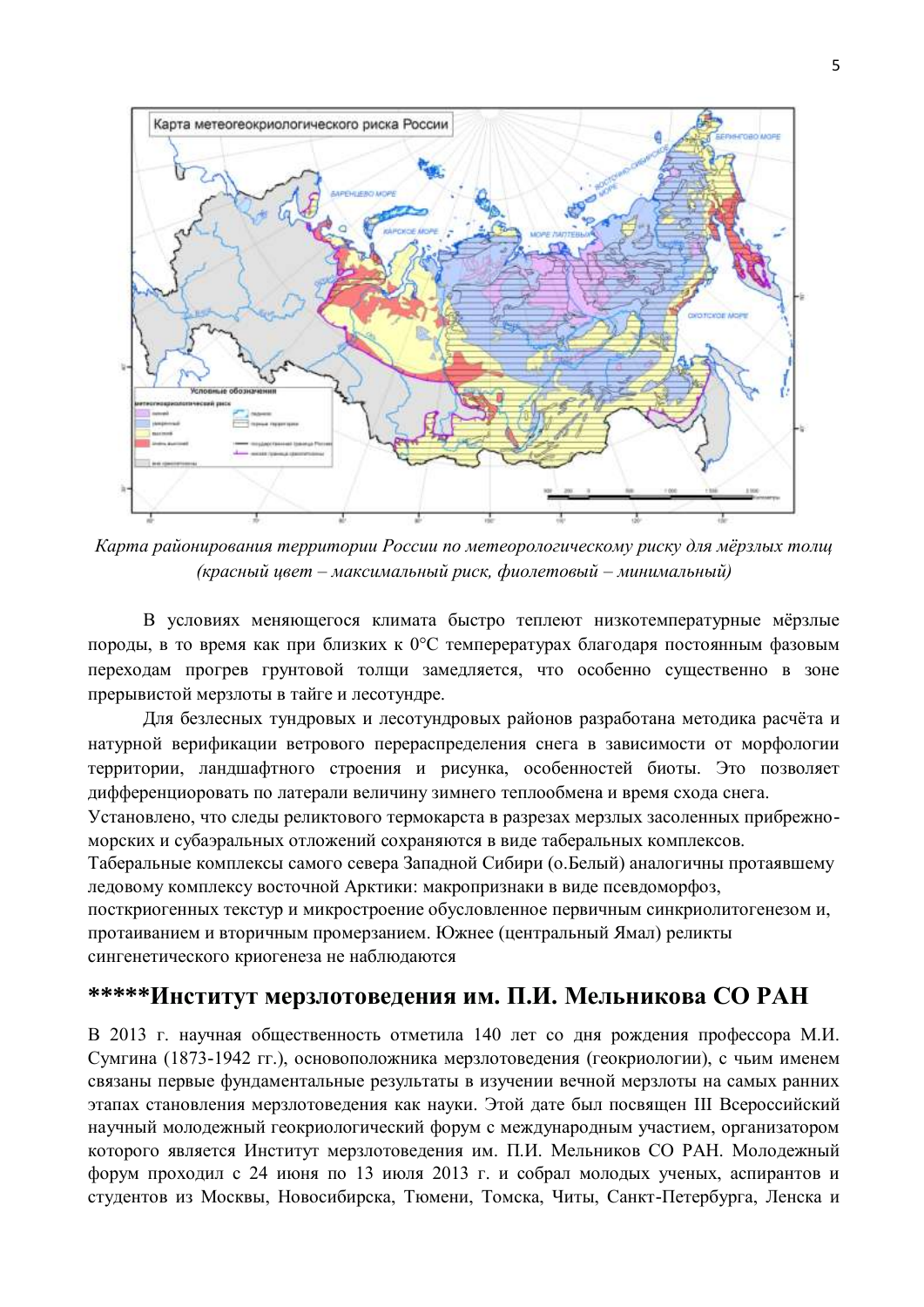*Карта районирования территории России по метеорологическому риску для мёрзлых толщ (красный цвет – максимальный риск, фиолетовый – минимальный)*

В условиях меняющегося климата быстро теплеют низкотемпературные мёрзлые породы, в то время как при близких к 0°С темпeратурах благодаря постоянным фазовым переходам прогрев грунтовой толщи замедляется, что особенно существенно в зоне прерывистой мерзлоты в тайге и лесотундре.

Для безлесных тундровых и лесотундровых районов разработана методика расчёта и натурной верификации ветрового перераспределения снега в зависимости от морфологии территории, ландшафтного строения и рисунка, особенностей биоты. Это позволяет дифференцировать по латерали величину зимнего теплообмена и время схода снега.

Установлено, что следы реликтового термокарста в разрезах мерзлых засоленных прибрежно-морских и субаэральных отложений сохраняются в виде табеpальных комплексов. Таберальные комплексы самого севера Западной Сибири (о.Белый) аналогичны протаявшему ледовому комплексу восточной Арктики: макропризнаки в виде псевдоморфоз, посткриогенных текстур и микростроение обусловленное первичным синкриолитогенезом и, протаиванием и вторичным промерзанием. Южнее (центральный Ямал) реликты сингенетического криогенеза не наблюдаются

## *****Институт мерзлотоведения им. П.И. Мельникова СО РАН

В 2013 г. научная общественность отметила 140 лет со дня рождения профессора М.И. Сумгина (1873-1942 гг.), основоположника мерзлотоведения (геокриологии), с чьим именем связаны первые фундаментальные результаты в изучении вечной мерзлоты на самых ранних этапах становления мерзлотоведения как науки. Этой дате был посвящен III Всероссийский научный молодежный геокриологический форум с международным участием, организатором которого является Институт мерзлотоведения им. П.И. Мельников СО РАН. Молодежный форум проходил с 24 июня по 13 июля 2013 г. и собрал молодых ученых, аспирантов и студентов из Москвы, Новосибирска, Тюмени, Томска, Читы, Санкт-Петербурга, Ленска и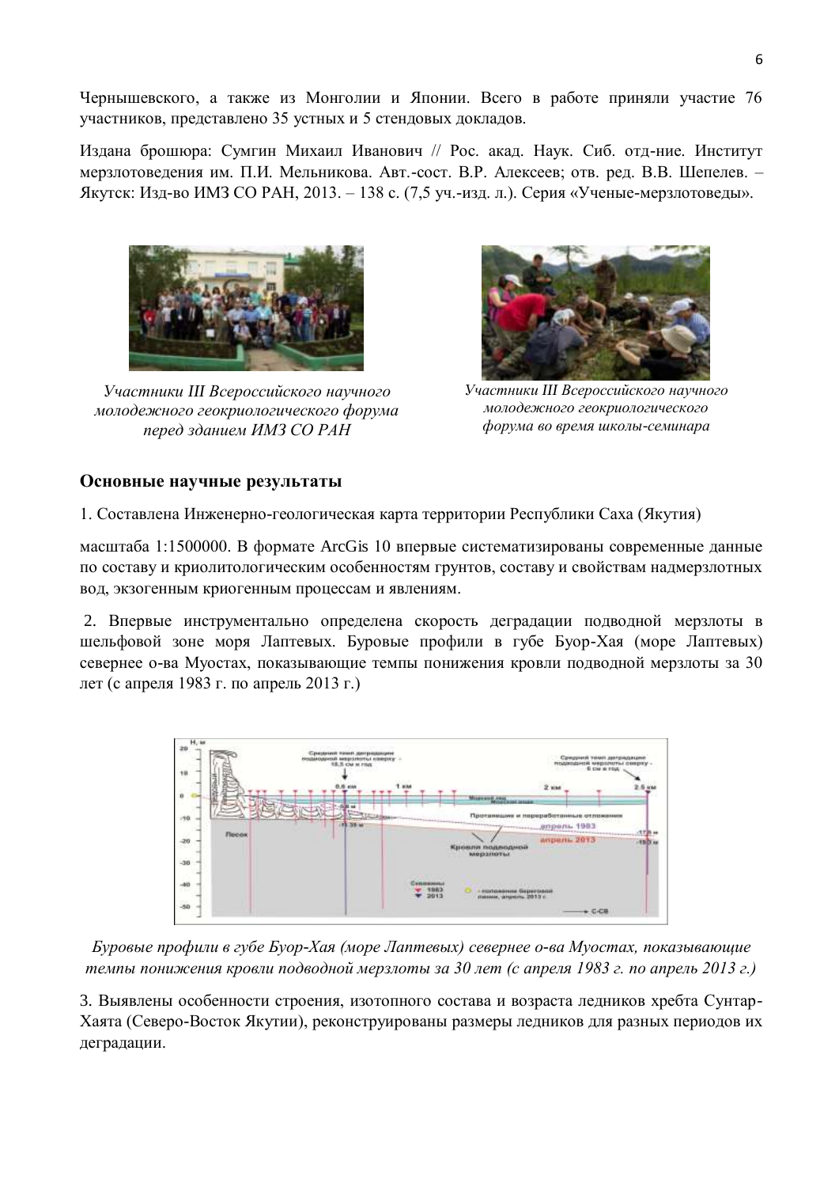Чернышевского, а также из Монголии и Японии. Всего в работе приняли участие 76 участников, представлено 35 устных и 5 стендовых докладов.

Издана брошюра: Сумгин Михаил Иванович // Рос. акад. Наук. Сиб. отд-ние. Институт мерзлотоведения им. П.И. Мельникова. Авт.-сост. В.Р. Алексеев; отв. ред. В.В. Шепелев. – Якутск: Изд-во ИМЗ СО РАН, 2013. – 138 с. (7,5 уч.-изд. л.). Серия «Ученые-мерзлотоведы».

*Участники III Всероссийского научного молодежного геокриологического форума перед зданием ИМЗ СО РАН*

*Участники III Всероссийского научного молодежного геокриологического форума во время школы-семинара*

## Основные научные результаты

1. Составлена Инженерно-геологическая карта территории Республики Саха (Якутия)

масштаба 1:1500000. В формате ArcGis 10 впервые систематизированы современные данные по составу и криолитологическим особенностям грунтов, составу и свойствам надмерзлотных вод, экзогенным криогенным процессам и явлениям.

2. Впервые инструментально определена скорость деградации подводной мерзлоты в шельфовой зоне моря Лаптевых. Буровые профили в губе Буор-Хая (море Лаптевых) севернее о-ва Муостах, показывающие темпы понижения кровли подводной мерзлоты за 30 лет (с апреля 1983 г. по апрель 2013 г.)

*Буровые профили в губе Буор-Хая (море Лаптевых) севернее о-ва Муостах, показывающие темпы понижения кровли подводной мерзлоты за 30 лет (с апреля 1983 г. по апрель 2013 г.)*

3. Выявлены особенности строения, изотопного состава и возраста ледников хребта Сунтар-Хаята (Северо-Восток Якутии), реконструированы размеры ледников для разных периодов их деградации.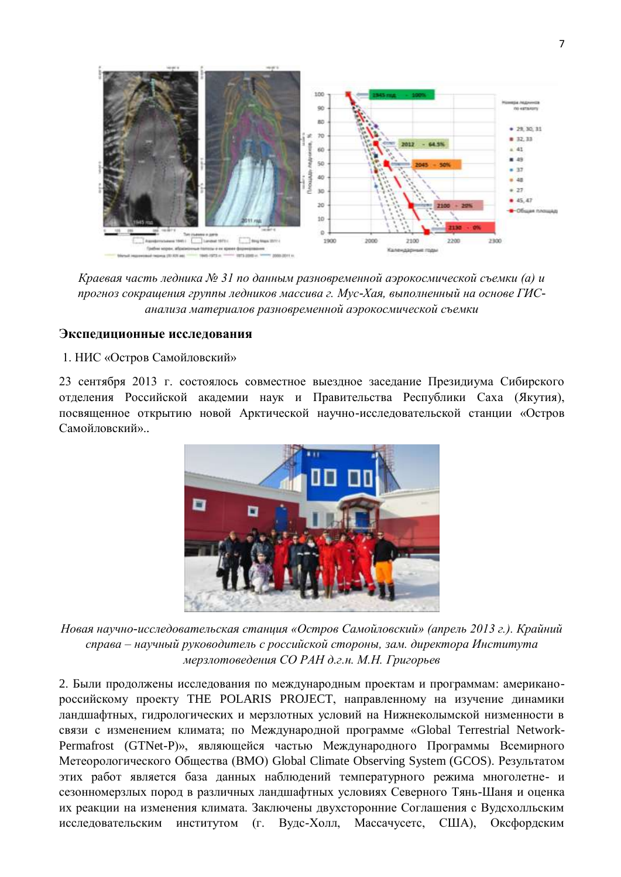*Краевая часть ледника № 31 по данным разновременной аэрокосмической съемки (а) и прогноз сокращения группы ледников массива г. Мус-Хая, выполненный на основе ГИС-анализа материалов разновременной аэрокосмической съемки*

## Экспедиционные исследования

1. НИС «Остров Самойловский»

23 сентября 2013 г. состоялось совместное выездное заседание Президиума Сибирского отделения Российской академии наук и Правительства Республики Саха (Якутия), посвященное открытию новой Арктической научно-исследовательской станции «Остров Самойловский»..

*Новая научно-исследовательская станция «Остров Самойловский» (апрель 2013 г.). Крайний справа – научный руководитель с российской стороны, зам. директора Института мерзлотоведения СО РАН д.г.н. М.Н. Григорьев*

2. Были продолжены исследования по международным проектам и программам: американо-российскому проекту THE POLARIS PROJECT, направленному на изучение динамики ландшафтных, гидрологических и мерзлотных условий на Нижнеколымской низменности в связи с изменением климата; по Международной программе «Global Terrestrial Network-Permafrost (GTNet-P)», являющейся частью Международного Программы Всемирного Метеорологического Общества (ВМО) Global Climate Observing System (GCOS). Результатом этих работ является база данных наблюдений температурного режима многолетне- и сезонномерзлых пород в различных ландшафтных условиях Северного Тянь-Шаня и оценка их реакции на изменения климата. Заключены двухсторонние Соглашения с Вудсхолльским исследовательским институтом (г. Вудс-Холл, Массачусетс, США), Оксфордским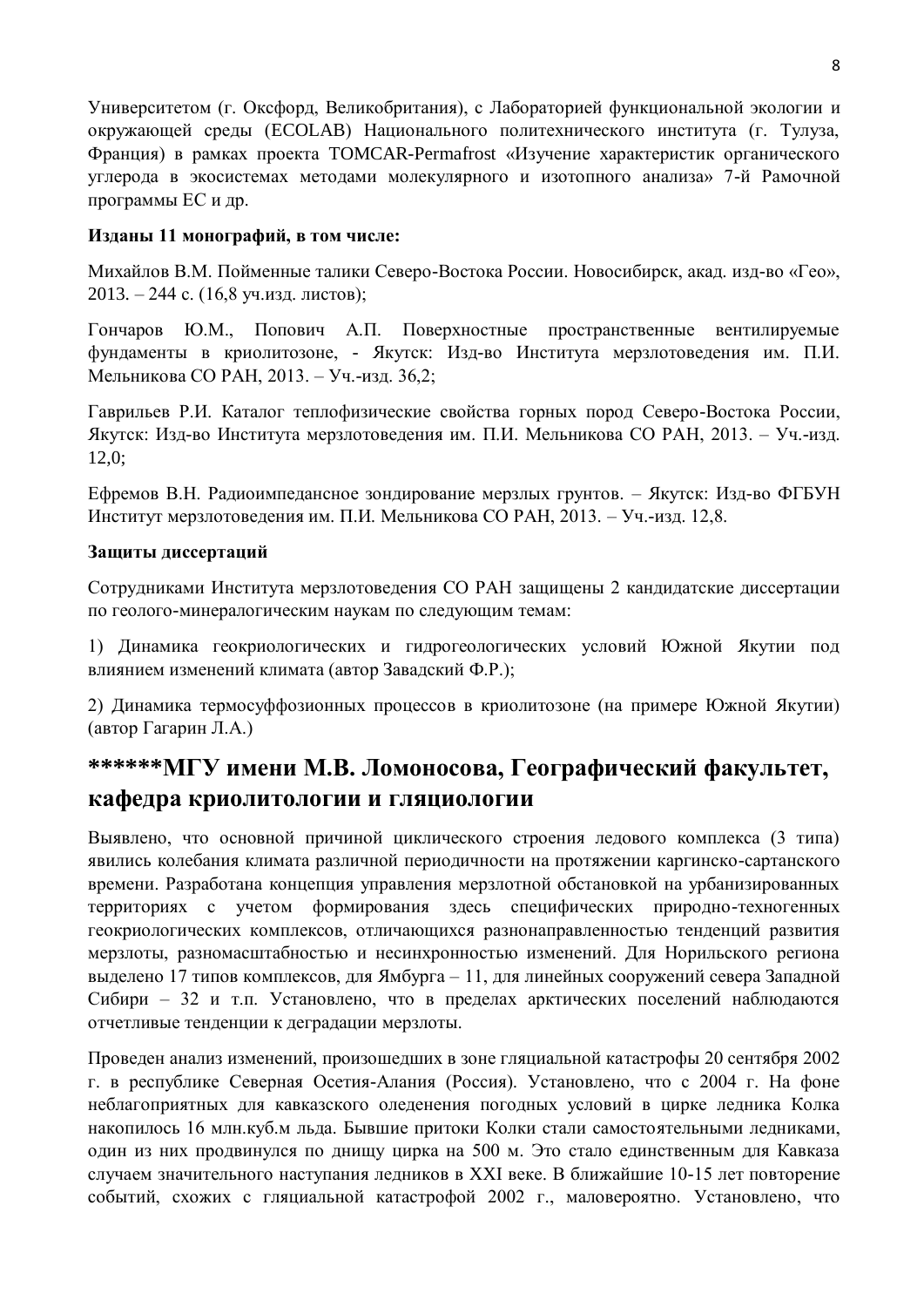Университетом (г. Оксфорд, Великобритания), с Лабораторией функциональной экологии и окружающей среды (ECOLAB) Национального политехнического института (г. Тулуза, Франция) в рамках проекта TOMCAR-Permafrost «Изучение характеристик органического углерода в экосистемах методами молекулярного и изотопного анализа» 7-й Рамочной программы ЕС и др.

**Изданы 11 монографий, в том числе:**

Михайлов В.М. Пойменные талики Северо-Востока России. Новосибирск, акад. изд-во «Гео», 2013. – 244 с. (16,8 уч.изд. листов);

Гончаров Ю.М., Попович А.П. Поверхностные пространственные вентилируемые фундаменты в криолитозоне, - Якутск: Изд-во Института мерзлотоведения им. П.И. Мельникова СО РАН, 2013. – Уч.-изд. 36,2;

Гаврильев Р.И. Каталог теплофизические свойства горных пород Северо-Востока России, Якутск: Изд-во Института мерзлотоведения им. П.И. Мельникова СО РАН, 2013. – Уч.-изд. 12,0;

Ефремов В.Н. Радиоимпедансное зондирование мерзлых грунтов. – Якутск: Изд-во ФГБУН Институт мерзлотоведения им. П.И. Мельникова СО РАН, 2013. – Уч.-изд. 12,8.

**Защиты диссертаций**

Сотрудниками Института мерзлотоведения СО РАН защищены 2 кандидатские диссертации по геолого-минералогическим наукам по следующим темам:

1) Динамика геокриологических и гидрогеологических условий Южной Якутии под влиянием изменений климата (автор Завадский Ф.Р.);

2) Динамика термосуффозионных процессов в криолитозоне (на примере Южной Якутии) (автор Гагарин Л.А.)

## ******МГУ имени М.В. Ломоносова, Географический факультет, кафедра криолитологии и гляциологии

Выявлено, что основной причиной циклического строения ледового комплекса (3 типа) явились колебания климата различной периодичности на протяжении каргинско-сартанского времени. Разработана концепция управления мерзлотной обстановкой на урбанизированных территориях с учетом формирования здесь специфических природно-техногенных геокриологических комплексов, отличающихся разнонаправленностью тенденций развития мерзлоты, разномасштабностью и несинхронностью изменений. Для Норильского региона выделено 17 типов комплексов, для Ямбурга – 11, для линейных сооружений севера Западной Сибири – 32 и т.п. Установлено, что в пределах арктических поселений наблюдаются отчетливые тенденции к деградации мерзлоты.

Проведен анализ изменений, произошедших в зоне гляциальной катастрофы 20 сентября 2002 г. в республике Северная Осетия-Алания (Россия). Установлено, что с 2004 г. На фоне неблагоприятных для кавказского оледенения погодных условий в цирке ледника Колка накопилось 16 млн.куб.м льда. Бывшие притоки Колки стали самостоятельными ледниками, один из них продвинулся по днищу цирка на 500 м. Это стало единственным для Кавказа случаем значительного наступания ледников в XXI веке. В ближайшие 10-15 лет повторение событий, схожих с гляциальной катастрофой 2002 г., маловероятно. Установлено, что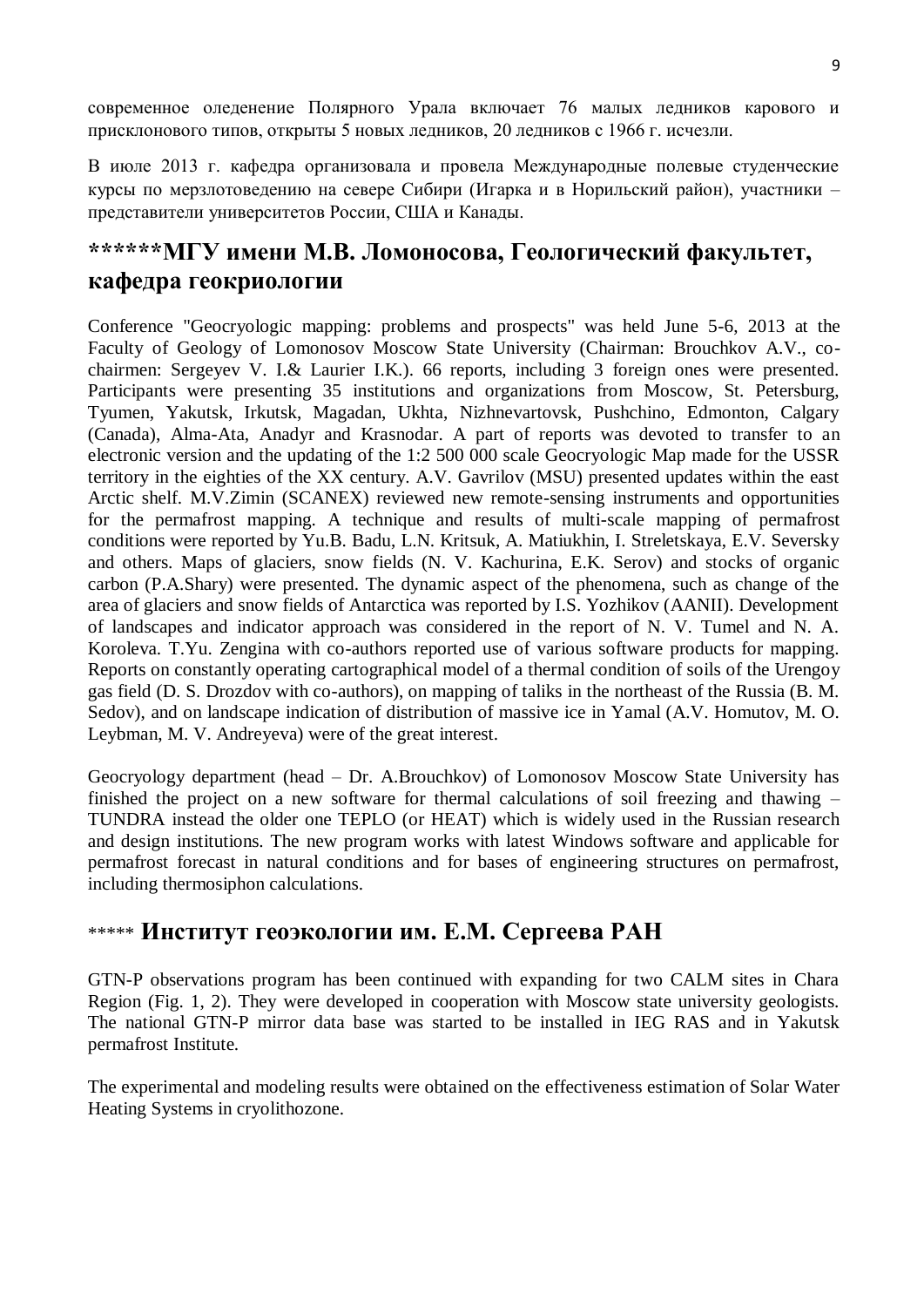современное оледенение Полярного Урала включает 76 малых ледников карового и присклонового типов, открыты 5 новых ледников, 20 ледников с 1966 г. исчезли.

В июле 2013 г. кафедра организовала и провела Международные полевые студенческие курсы по мерзлотоведению на севере Сибири (Игарка и в Норильский район), участники – представители университетов России, США и Канады.

## ******МГУ имени М.В. Ломоносова, Геологический факультет, кафедра геокриологии

Conference "Geocryologic mapping: problems and prospects" was held June 5-6, 2013 at the Faculty of Geology of Lomonosov Moscow State University (Chairman: Brouchkov A.V., co-chairmen: Sergeyev V. I.& Laurier I.K.). 66 reports, including 3 foreign ones were presented. Participants were presenting 35 institutions and organizations from Moscow, St. Petersburg, Tyumen, Yakutsk, Irkutsk, Magadan, Ukhta, Nizhnevartovsk, Pushchino, Edmonton, Calgary (Canada), Alma-Ata, Anadyr and Krasnodar. A part of reports was devoted to transfer to an electronic version and the updating of the 1:2 500 000 scale Geocryologic Map made for the USSR territory in the eighties of the XX century. A.V. Gavrilov (MSU) presented updates within the east Arctic shelf. M.V.Zimin (SCANEX) reviewed new remote-sensing instruments and opportunities for the permafrost mapping. A technique and results of multi-scale mapping of permafrost conditions were reported by Yu.B. Badu, L.N. Kritsuk, A. Matiukhin, I. Streletskaya, E.V. Seversky and others. Maps of glaciers, snow fields (N. V. Kachurina, E.K. Serov) and stocks of organic carbon (P.A.Shary) were presented. The dynamic aspect of the phenomena, such as change of the area of glaciers and snow fields of Antarctica was reported by I.S. Yozhikov (AANII). Development of landscapes and indicator approach was considered in the report of N. V. Tumel and N. A. Koroleva. T.Yu. Zengina with co-authors reported use of various software products for mapping. Reports on constantly operating cartographical model of a thermal condition of soils of the Urengoy gas field (D. S. Drozdov with co-authors), on mapping of taliks in the northeast of the Russia (B. M. Sedov), and on landscape indication of distribution of massive ice in Yamal (A.V. Homutov, M. O. Leybman, M. V. Andreyeva) were of the great interest.

Geocryology department (head – Dr. A.Brouchkov) of Lomonosov Moscow State University has finished the project on a new software for thermal calculations of soil freezing and thawing – TUNDRA instead the older one TEPLO (or HEAT) which is widely used in the Russian research and design institutions. The new program works with latest Windows software and applicable for permafrost forecast in natural conditions and for bases of engineering structures on permafrost, including thermosiphon calculations.

## ***** Институт геоэкологии им. Е.М. Сергеева РАН

GTN-P observations program has been continued with expanding for two CALM sites in Chara Region (Fig. 1, 2). They were developed in cooperation with Moscow state university geologists. The national GTN-P mirror data base was started to be installed in IEG RAS and in Yakutsk permafrost Institute.

The experimental and modeling results were obtained on the effectiveness estimation of Solar Water Heating Systems in cryolithozone.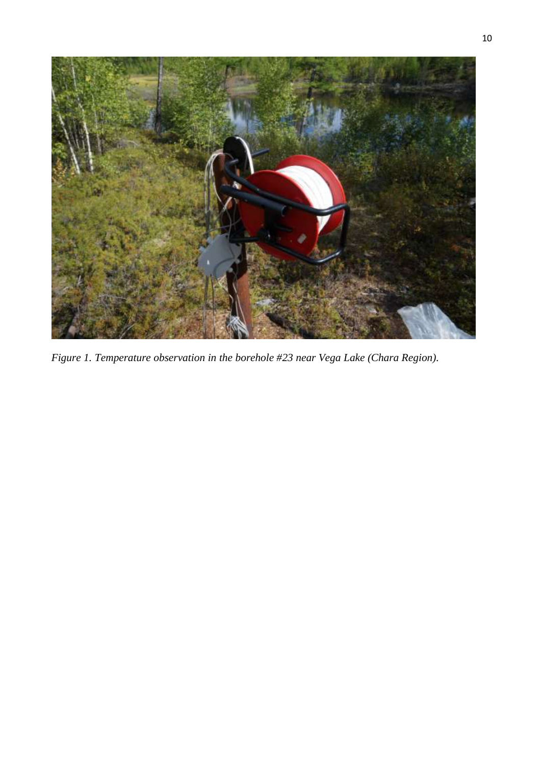*Figure 1. Temperature observation in the borehole #23 near Vega Lake (Chara Region).*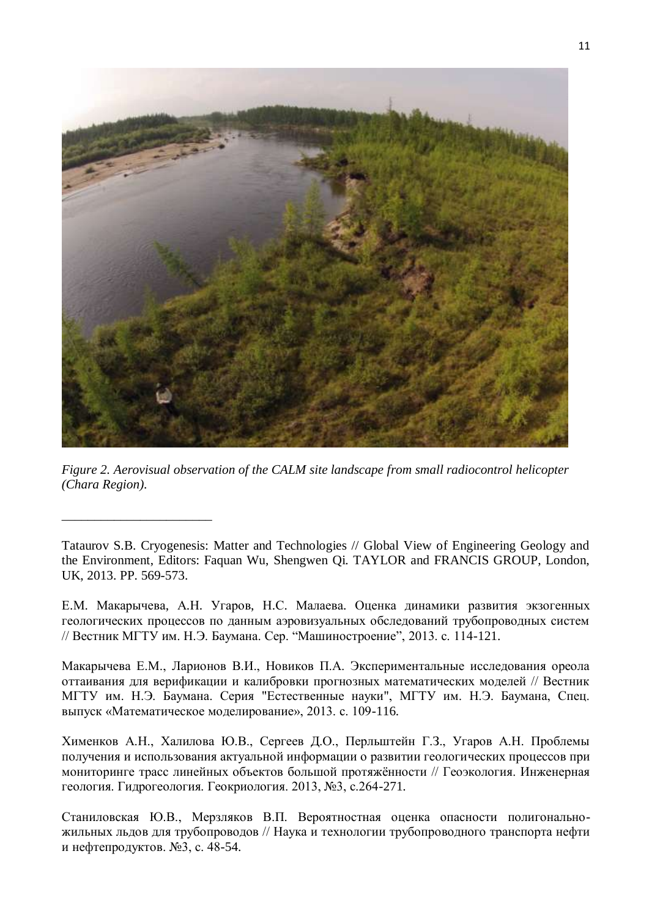*Figure 2. Aerovisual observation of the CALM site landscape from small radiocontrol helicopter (Chara Region).*

---

Tataurov S.B. Cryogenesis: Matter and Technologies // Global View of Engineering Geology and the Environment, Editors: Faquan Wu, Shengwen Qi. TAYLOR and FRANCIS GROUP, London, UK, 2013. PP. 569-573.

Е.М. Макарычева, А.Н. Угаров, Н.С. Малаева. Оценка динамики развития экзогенных геологических процессов по данным аэровизуальных обследований трубопроводных систем // Вестник МГТУ им. Н.Э. Баумана. Сер. “Машиностроение”, 2013. с. 114-121.

Макарычева Е.М., Ларионов В.И., Новиков П.А. Экспериментальные исследования ореола оттаивания для верификации и калибровки прогнозных математических моделей // Вестник МГТУ им. Н.Э. Баумана. Серия "Естественные науки", МГТУ им. Н.Э. Баумана, Спец. выпуск «Математическое моделирование», 2013. с. 109-116.

Хименков А.Н., Халилова Ю.В., Сергеев Д.О., Перлььштейн Г.З., Угаров А.Н. Проблемы получения и использования актуальной информации о развитии геологических процессов при мониторинге трасс линейных объектов большой протяжённости // Геоэкология. Инженерная геология. Гидрогеология. Геокриология. 2013, №3, с.264-271.

Станиловская Ю.В., Мерзляков В.П. Вероятностная оценка опасности полигонально-жильных льдов для трубопроводов // Наука и технологии трубопроводного транспорта нефти и нефтепродуктов. №3, с. 48-54.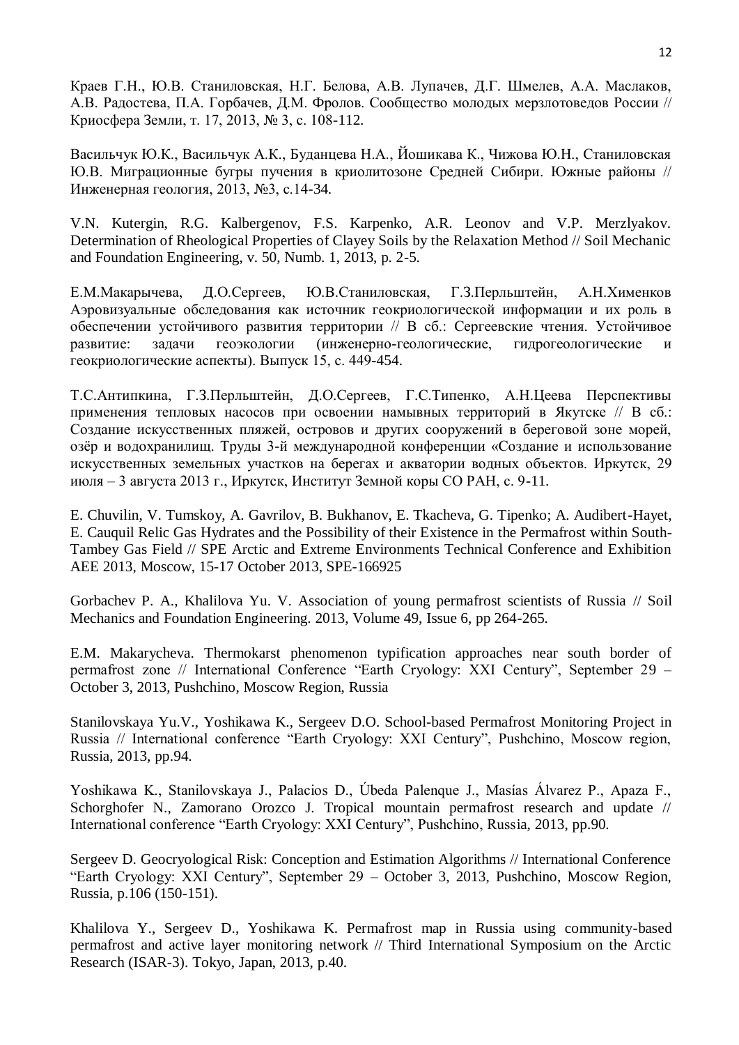Краев Г.Н., Ю.В. Станиловская, Н.Г. Белова, А.В. Лупачев, Д.Г. Шмелев, А.А. Маслаков, А.В. Радостева, П.А. Горбачев, Д.М. Фролов. Сообщество молодых мерзлотоведов России // Криосфера Земли, т. 17, 2013, № 3, с. 108-112.

Васильчук Ю.К., Васильчук А.К., Буданцева Н.А., Йошикава К., Чижова Ю.Н., Станиловская Ю.В. Миграционные бугры пучения в криолитозоне Средней Сибири. Южные районы // Инженерная геология, 2013, №3, с.14-34.

V.N. Kutergin, R.G. Kalbergenov, F.S. Karpenko, A.R. Leonov and V.P. Merzlyakov. Determination of Rheological Properties of Clayey Soils by the Relaxation Method // Soil Mechanic and Foundation Engineering, v. 50, Numb. 1, 2013, p. 2-5.

Е.М.Макарычева, Д.О.Сергеев, Ю.В.Станиловская, Г.З.Перльштейн, А.Н.Хименков Аэровизуальные обследования как источник геокриологической информации и их роль в обеспечении устойчивого развития территории // В сб.: Сергеевские чтения. Устойчивое развитие: задачи геоэкологии (инженерно-геологические, гидрогеологические и геокриологические аспекты). Выпуск 15, с. 449-454.

Т.С.Антипкина, Г.З.Перльштейн, Д.О.Сергеев, Г.С.Типенко, А.Н.Цеева Перспективы применения тепловых насосов при освоении намывных территорий в Якутске // В сб.: Создание искусственных пляжей, островов и других сооружений в береговой зоне морей, озёр и водохранилищ. Труды 3-й международной конференции «Создание и использование искусственных земельных участков на берегах и акватории водных объектов. Иркутск, 29 июля – 3 августа 2013 г., Иркутск, Институт Земной коры СО РАН, с. 9-11.

E. Chuvilin, V. Tumskoy, A. Gavrilov, B. Bukhanov, E. Tkacheva, G. Tipenko; A. Audibert-Hayet, E. Cauquil Relic Gas Hydrates and the Possibility of their Existence in the Permafrost within South-Tambey Gas Field // SPE Arctic and Extreme Environments Technical Conference and Exhibition AEE 2013, Moscow, 15-17 October 2013, SPE-166925

Gorbachev P. A., Khalilova Yu. V. Association of young permafrost scientists of Russia // Soil Mechanics and Foundation Engineering. 2013, Volume 49, Issue 6, pp 264-265.

E.M. Makarycheva. Thermokarst phenomenon typification approaches near south border of permafrost zone // International Conference "Earth Cryology: XXI Century", September 29 – October 3, 2013, Pushchino, Moscow Region, Russia

Stanilovskaya Yu.V., Yoshikawa K., Sergeev D.O. School-based Permafrost Monitoring Project in Russia // International conference "Earth Cryology: XXI Century", Pushchino, Moscow region, Russia, 2013, pp.94.

Yoshikawa K., Stanilovskaya J., Palacios D., Úbeda Palenque J., Masías Álvarez P., Apaza F., Schorghofer N., Zamorano Orozco J. Tropical mountain permafrost research and update // International conference "Earth Cryology: XXI Century", Pushchino, Russia, 2013, pp.90.

Sergeev D. Geocryological Risk: Conception and Estimation Algorithms // International Conference "Earth Cryology: XXI Century", September 29 – October 3, 2013, Pushchino, Moscow Region, Russia, p.106 (150-151).

Khalilova Y., Sergeev D., Yoshikawa K. Permafrost map in Russia using community-based permafrost and active layer monitoring network // Third International Symposium on the Arctic Research (ISAR-3). Tokyo, Japan, 2013, p.40.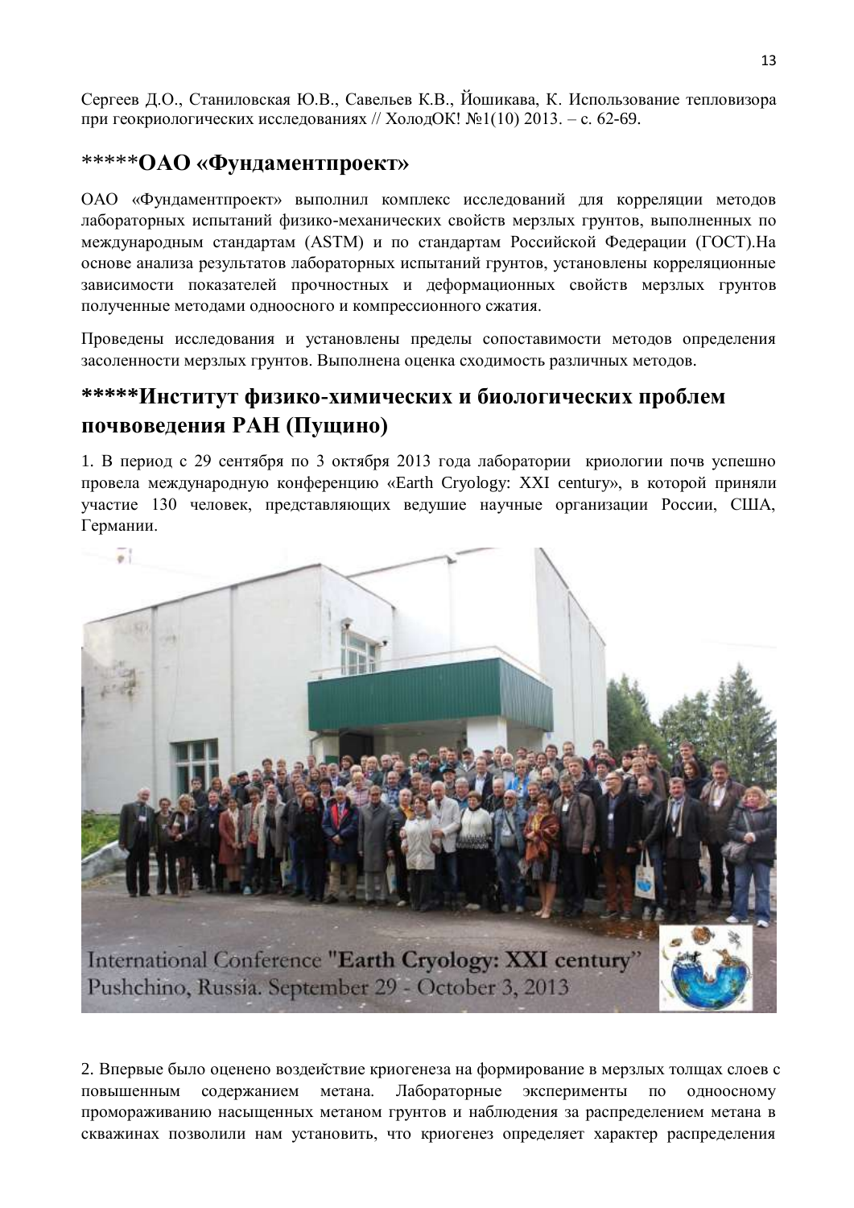Сергеев Д.О., Станиловская Ю.В., Савельев К.В., Йошикава, К. Использование тепловизора при геокриологических исследованиях // ХолодОК! №1(10) 2013. – с. 62-69.

## *****ОАО «Фундаментпроект»

ОАО «Фундаментпроект» выполнил комплекс исследований для корреляции методов лабораторных испытаний физико-механических свойств мерзлых грунтов, выполненных по международным стандартам (ASTM) и по стандартам Российской Федерации (ГОСТ).На основе анализа результатов лабораторных испытаний грунтов, установлены корреляционные зависимости показателей прочностных и деформационных свойств мерзлых грунтов полученные методами одноосного и компрессионного сжатия.

Проведены исследования и установлены пределы сопоставимости методов определения засоленности мерзлых грунтов. Выполнена оценка сходимость различных методов.

## *****Институт физико-химических и биологических проблем почвоведения РАН (Пущино)

1. В период с 29 сентября по 3 октября 2013 года лаборатории криологии почв успешно провела международную конференцию «Earth Cryology: XXI century», в которой приняли участие 130 человек, представляющих ведушие научные организации России, США, Германии.

International Conference "Earth Cryology: XXI century" Pushchino, Russia. September 29 - October 3, 2013

2. Впервые было оценено воздействие криогенеза на формирование в мерзлых толщах слоев с повышенным содержанием метана. Лабораторные эксперименты по одноосному промораживанию насыщенных метаном грунтов и наблюдения за распределением метана в скважинах позволили нам установить, что криогенез определяет характер распределения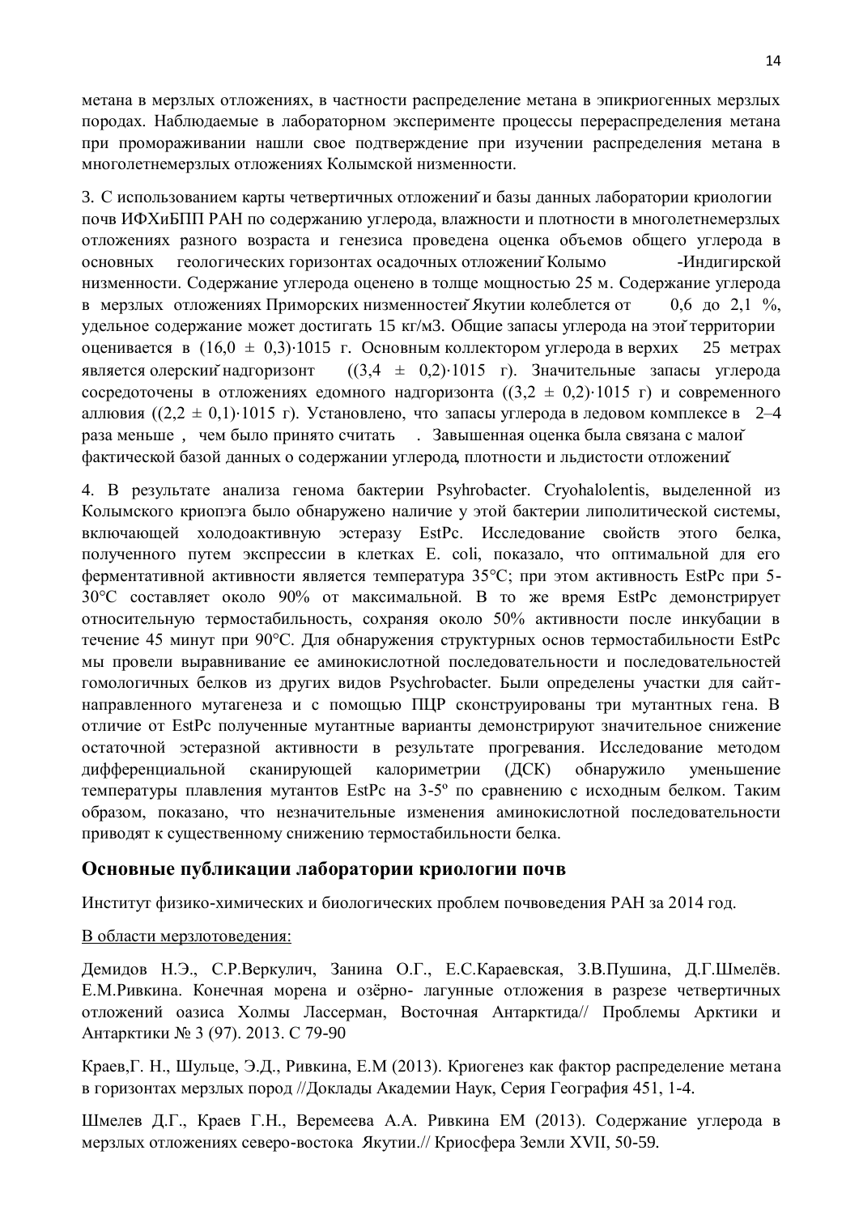метана в мерзлых отложениях, в частности распределение метана в эпикриогенных мерзлых породах. Наблюдаемые в лабораторном эксперименте процессы перераспределения метана при промораживании нашли свое подтверждение при изучении распределения метана в многолетнемерзлых отложениях Колымской низменности.

3. С использованием карты четвертичных отложений и базы данных лаборатории криологии почв ИФХиБПП РАН по содержанию углерода, влажности и плотности в многолетнемерзлых отложениях разного возраста и генезиса проведена оценка объемов общего углерода в основных геологических горизонтах осадочных отложений Колымо -Индигирской низменности. Содержание углерода оценено в толще мощностью 25 м. Содержание углерода в мерзлых отложениях Приморских низменностей Якутии колеблется от 0,6 до 2,1 %, удельное содержание может достигать 15 кг/м3. Общие запасы углерода на этой территории оценивается в (16,0 ± 0,3)·1015 г. Основным коллектором углерода в верхних 25 метрах является олерский надгоризонт ((3,4 ± 0,2)·1015 г). Значительные запасы углерода сосредоточены в отложениях едомного надгоризонта ((3,2 ± 0,2)·1015 г) и современного аллювия ((2,2 ± 0,1)·1015 г). Установлено, что запасы углерода в ледовом комплексе в 2–4 раза меньше , чем было принято считать . Завышенная оценка была связана с малой фактической базой данных о содержании углерода, плотности и льдистости отложений.

4. В результате анализа генома бактерии Psyhrobacter. Cryohalolentis, выделенной из Колымского криопэга было обнаружено наличие у этой бактерии липолитической системы, включающей холодоактивную эстеразу EstPc. Исследование свойств этого белка, полученного путем экспрессии в клетках E. coli, показало, что оптимальной для его ферментативной активности является температура 35°С; при этом активность EstPc при 5-30°С составляет около 90% от максимальной. В то же время EstPc демонстрирует относительную термостабильность, сохраняя около 50% активности после инкубации в течение 45 минут при 90°С. Для обнаружения структурных основ термостабильности EstPc мы провели выравнивание ее аминокислотной последовательности и последовательностей гомологичных белков из других видов Psychrobacter. Были определены участки для сайт-направленного мутагенеза и с помощью ПЦР сконструированы три мутантных гена. В отличие от EstPc полученные мутантные варианты демонстрируют значительное снижение остаточной эстеразной активности в результате прогревания. Исследование методом дифференциальной сканирующей калориметрии (ДСК) обнаружило уменьшение температуры плавления мутантов EstPc на 3-5º по сравнению с исходным белком. Таким образом, показано, что незначительные изменения аминокислотной последовательности приводят к существенному снижению термостабильности белка.

## Основные публикации лаборатории криологии почв

Институт физико-химических и биологических проблем почвоведения РАН за 2014 год.

В области мерзлотоведения:

Демидов Н.Э., С.Р.Веркулич, Занина О.Г., Е.С.Караевская, З.В.Пушина, Д.Г.Шмелёв. Е.М.Ривкина. Конечная морена и озёрно- лагунные отложения в разрезе четвертичных отложений оазиса Холмы Лассерман, Восточная Антарктида// Проблемы Арктики и Антарктики № 3 (97). 2013. С 79-90

Краев,Г. Н., Шульце, Э.Д., Ривкина, Е.М (2013). Криогенез как фактор распределение метана в горизонтах мерзлых пород //Доклады Академии Наук, Серия География 451, 1-4.

Шмелев Д.Г., Краев Г.Н., Веремеева А.А. Ривкина ЕМ (2013). Содержание углерода в мерзлых отложениях северо-востока Якутии.// Криосфера Земли XVII, 50-59.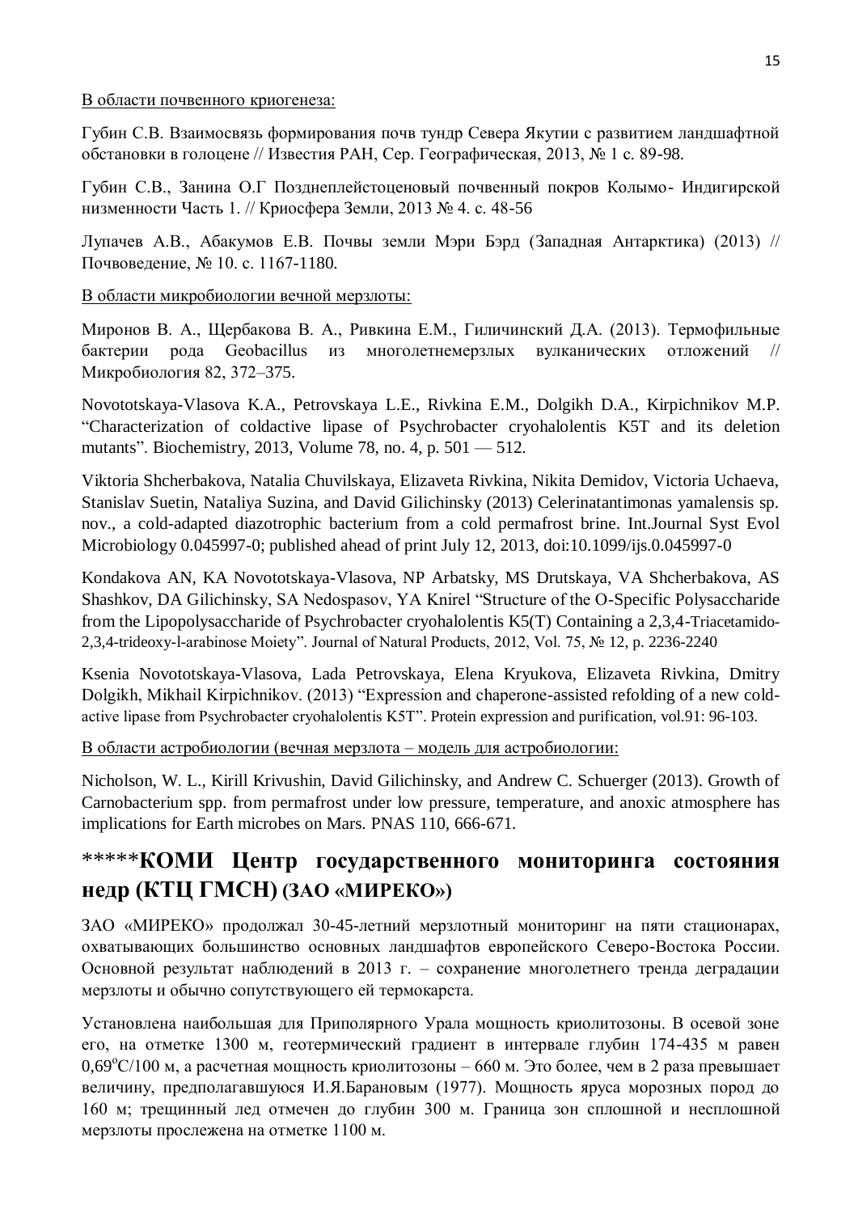В области почвенного криогенеза:

Губин С.В. Взаимосвязь формирования почв тундр Севера Якутии с развитием ландшафтной обстановки в голоцене // Известия РАН, Сер. Географическая, 2013, № 1 с. 89-98.

Губин С.В., Занина О.Г Позднеплейстоценовый почвенный покров Колымо- Индигирской низменности Часть 1. // Криосфера Земли, 2013 № 4. с. 48-56

Лупачев А.В., Абакумов Е.В. Почвы земли Мэри Бэрд (Западная Антарктика) (2013) // Почвоведение, № 10. с. 1167-1180.

В области микробиологии вечной мерзлоты:

Миронов В. А., Щербакова В. А., Ривкина Е.М., Гиличинский Д.А. (2013). Термофильные бактерии рода Geobacillus из многолетнемерзлых вулканических отложений // Микробиология 82, 372–375.

Novototskaya-Vlasova K.A., Petrovskaya L.E., Rivkina E.M., Dolgikh D.A., Kirpichnikov M.P. "Characterization of coldactive lipase of Psychrobacter cryohalolentis K5T and its deletion mutants". Biochemistry, 2013, Volume 78, no. 4, p. 501 — 512.

Viktoria Shcherbakova, Natalia Chuvilskaya, Elizaveta Rivkina, Nikita Demidov, Victoria Uchaeva, Stanislav Suetin, Nataliya Suzina, and David Gilichinsky (2013) Celerinatantimonas yamalensis sp. nov., a cold-adapted diazotrophic bacterium from a cold permafrost brine. Int.Journal Syst Evol Microbiology 0.045997-0; published ahead of print July 12, 2013, doi:10.1099/ijs.0.045997-0

Kondakova AN, KA Novototskaya-Vlasova, NP Arbatsky, MS Drutskaya, VA Shcherbakova, AS Shashkov, DA Gilichinsky, SA Nedospasov, YA Knirel "Structure of the O-Specific Polysaccharide from the Lipopolysaccharide of Psychrobacter cryohalolentis K5(T) Containing a 2,3,4-Triacetamido-2,3,4-trideoxy-l-arabinose Moiety". Journal of Natural Products, 2012, Vol. 75, № 12, p. 2236-2240

Ksenia Novototskaya-Vlasova, Lada Petrovskaya, Elena Kryukova, Elizaveta Rivkina, Dmitry Dolgikh, Mikhail Kirpichnikov. (2013) "Expression and chaperone-assisted refolding of a new cold-active lipase from Psychrobacter cryohalolentis K5T". Protein expression and purification, vol.91: 96-103.

В области астробиологии (вечная мерзлота – модель для астробиологии:

Nicholson, W. L., Kirill Krivushin, David Gilichinsky, and Andrew C. Schuerger (2013). Growth of Carnobacterium spp. from permafrost under low pressure, temperature, and anoxic atmosphere has implications for Earth microbes on Mars. PNAS 110, 666-671.

## *****КОМИ Центр государственного мониторинга состояния недр (КТЦ ГМСН) (ЗАО «МИРЕКО»)

ЗАО «МИРЕКО» продолжал 30-45-летний мерзлотный мониторинг на пяти стационарах, охватывающих большинство основных ландшафтов европейского Северо-Востока России. Основной результат наблюдений в 2013 г. – сохранение многолетнего тренда деградации мерзлоты и обычно сопутствующего ей термокарста.

Установлена наибольшая для Приполярного Урала мощность криолитозоны. В осевой зоне его, на отметке 1300 м, геотермический градиент в интервале глубин 174-435 м равен 0,69$^{o}$C/100 м, а расчетная мощность криолитозоны – 660 м. Это более, чем в 2 раза превышает величину, предполагавшуюся И.Я.Барановым (1977). Мощность яруса морозных пород до 160 м; трещинный лед отмечен до глубин 300 м. Граница зон сплошной и несплошной мерзлоты прослежена на отметке 1100 м.